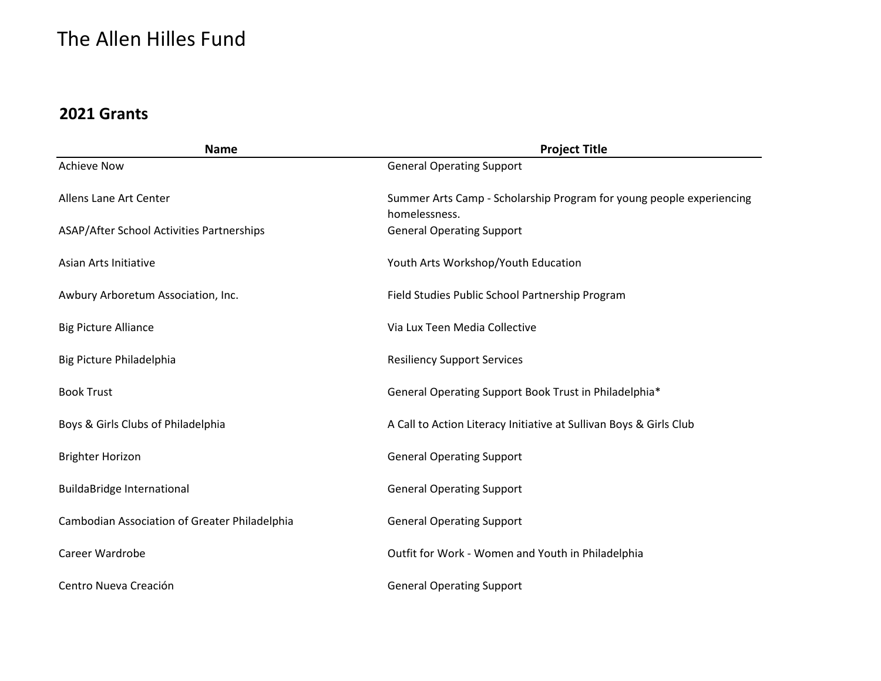# The Allen Hilles Fund

## 2021 Grants

| Name | Project Title |
|---|---|
| Achieve Now | General Operating Support |
| Allens Lane Art Center | Summer Arts Camp - Scholarship Program for young people experiencing homelessness. |
| ASAP/After School Activities Partnerships | General Operating Support |
| Asian Arts Initiative | Youth Arts Workshop/Youth Education |
| Awbury Arboretum Association, Inc. | Field Studies Public School Partnership Program |
| Big Picture Alliance | Via Lux Teen Media Collective |
| Big Picture Philadelphia | Resiliency Support Services |
| Book Trust | General Operating Support Book Trust in Philadelphia* |
| Boys & Girls Clubs of Philadelphia | A Call to Action Literacy Initiative at Sullivan Boys & Girls Club |
| Brighter Horizon | General Operating Support |
| BuildaBridge International | General Operating Support |
| Cambodian Association of Greater Philadelphia | General Operating Support |
| Career Wardrobe | Outfit for Work - Women and Youth in Philadelphia |
| Centro Nueva Creación | General Operating Support |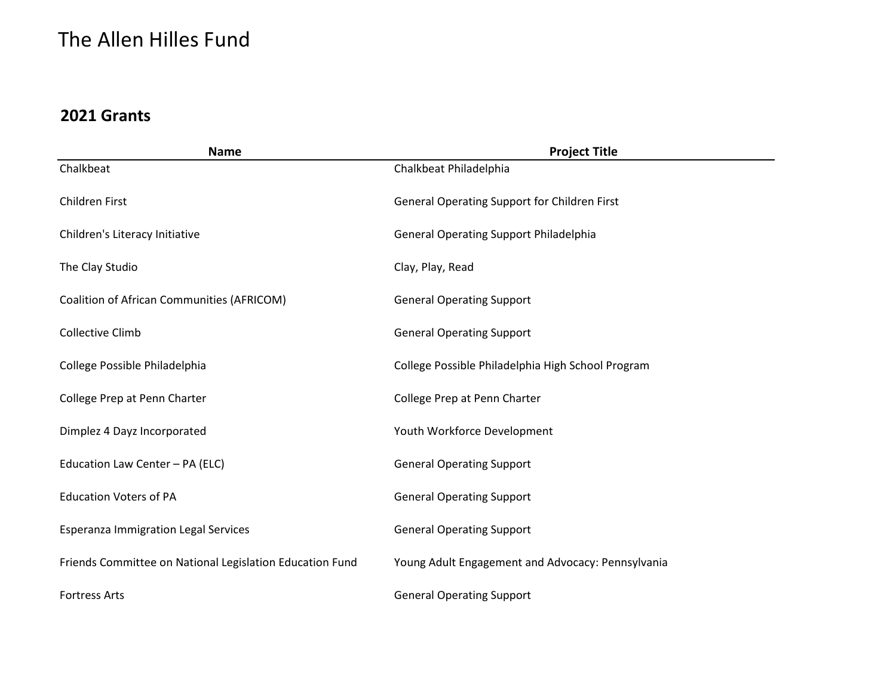# The Allen Hilles Fund

## 2021 Grants

| Name | Project Title |
| --- | --- |
| Chalkbeat | Chalkbeat Philadelphia |
| Children First | General Operating Support for Children First |
| Children's Literacy Initiative | General Operating Support Philadelphia |
| The Clay Studio | Clay, Play, Read |
| Coalition of African Communities (AFRICOM) | General Operating Support |
| Collective Climb | General Operating Support |
| College Possible Philadelphia | College Possible Philadelphia High School Program |
| College Prep at Penn Charter | College Prep at Penn Charter |
| Dimplez 4 Dayz Incorporated | Youth Workforce Development |
| Education Law Center – PA (ELC) | General Operating Support |
| Education Voters of PA | General Operating Support |
| Esperanza Immigration Legal Services | General Operating Support |
| Friends Committee on National Legislation Education Fund | Young Adult Engagement and Advocacy: Pennsylvania |
| Fortress Arts | General Operating Support |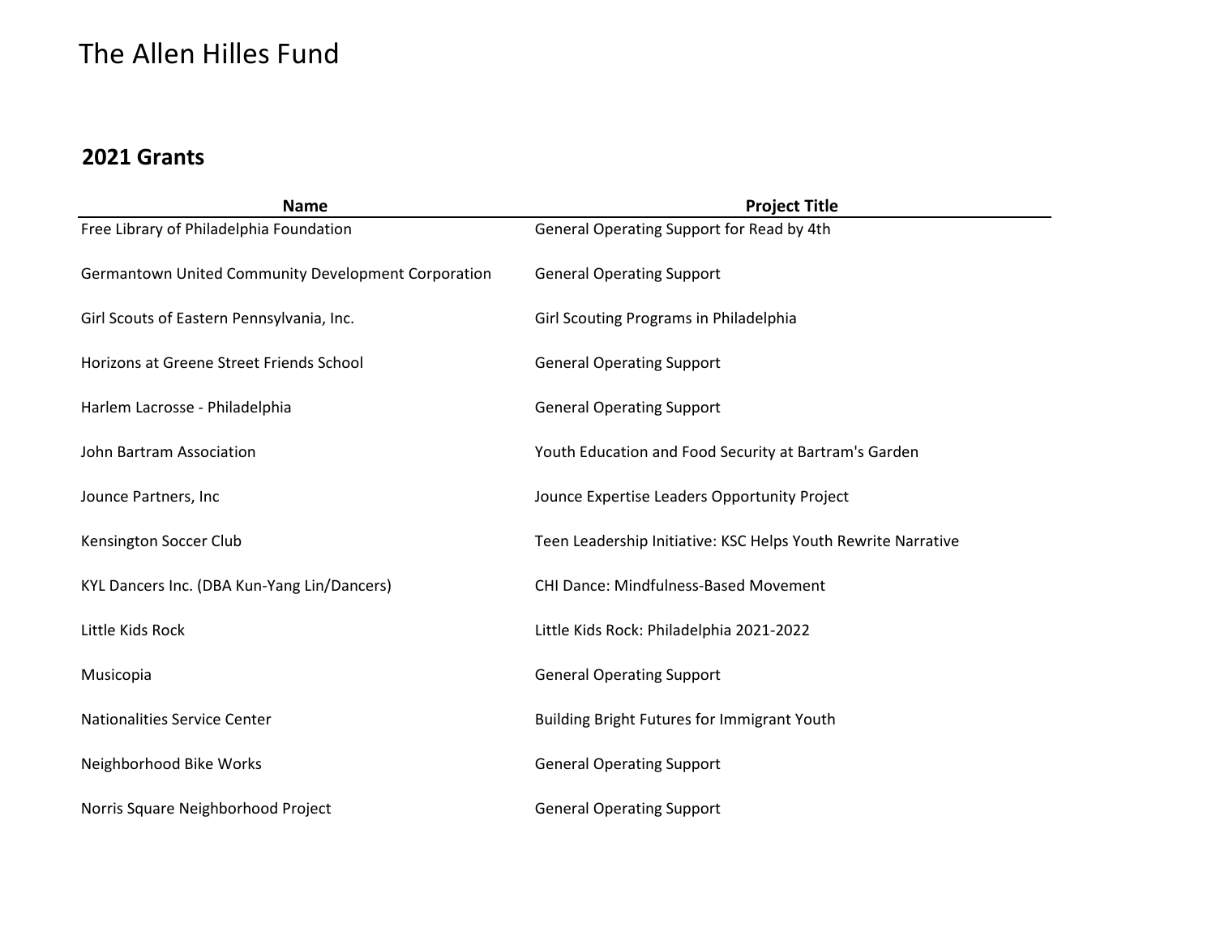# The Allen Hilles Fund

## 2021 Grants

| Name | Project Title |
|---|---|
| Free Library of Philadelphia Foundation | General Operating Support for Read by 4th |
| Germantown United Community Development Corporation | General Operating Support |
| Girl Scouts of Eastern Pennsylvania, Inc. | Girl Scouting Programs in Philadelphia |
| Horizons at Greene Street Friends School | General Operating Support |
| Harlem Lacrosse - Philadelphia | General Operating Support |
| John Bartram Association | Youth Education and Food Security at Bartram's Garden |
| Jounce Partners, Inc | Jounce Expertise Leaders Opportunity Project |
| Kensington Soccer Club | Teen Leadership Initiative: KSC Helps Youth Rewrite Narrative |
| KYL Dancers Inc. (DBA Kun-Yang Lin/Dancers) | CHI Dance: Mindfulness-Based Movement |
| Little Kids Rock | Little Kids Rock: Philadelphia 2021-2022 |
| Musicopia | General Operating Support |
| Nationalities Service Center | Building Bright Futures for Immigrant Youth |
| Neighborhood Bike Works | General Operating Support |
| Norris Square Neighborhood Project | General Operating Support |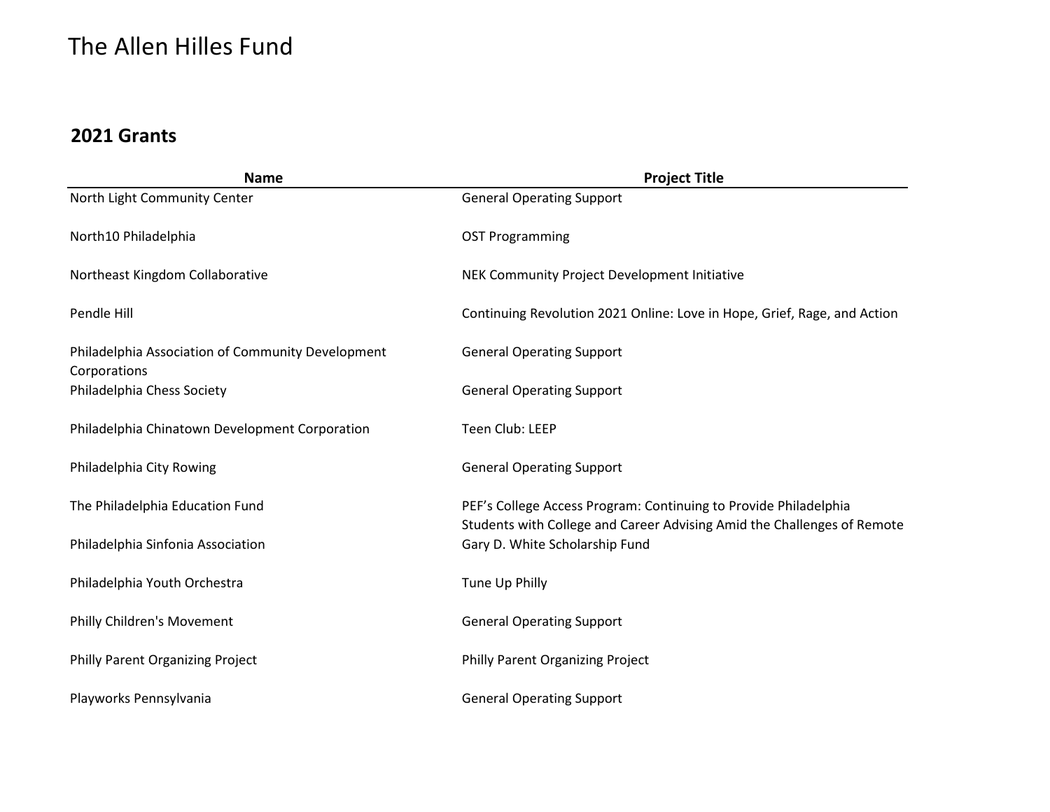# The Allen Hilles Fund

## 2021 Grants

| Name | Project Title |
| --- | --- |
| North Light Community Center | General Operating Support |
| North10 Philadelphia | OST Programming |
| Northeast Kingdom Collaborative | NEK Community Project Development Initiative |
| Pendle Hill | Continuing Revolution 2021 Online: Love in Hope, Grief, Rage, and Action |
| Philadelphia Association of Community Development Corporations | General Operating Support |
| Philadelphia Chess Society | General Operating Support |
| Philadelphia Chinatown Development Corporation | Teen Club: LEEP |
| Philadelphia City Rowing | General Operating Support |
| The Philadelphia Education Fund | PEF's College Access Program: Continuing to Provide Philadelphia Students with College and Career Advising Amid the Challenges of Remote |
| Philadelphia Sinfonia Association | Gary D. White Scholarship Fund |
| Philadelphia Youth Orchestra | Tune Up Philly |
| Philly Children's Movement | General Operating Support |
| Philly Parent Organizing Project | Philly Parent Organizing Project |
| Playworks Pennsylvania | General Operating Support |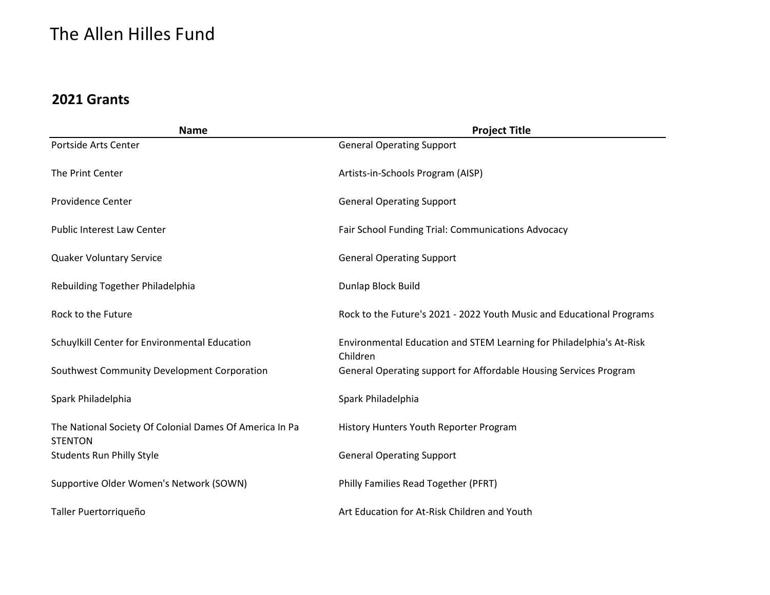# The Allen Hilles Fund

## 2021 Grants

| Name | Project Title |
|---|---|
| Portside Arts Center | General Operating Support |
| The Print Center | Artists-in-Schools Program (AISP) |
| Providence Center | General Operating Support |
| Public Interest Law Center | Fair School Funding Trial: Communications Advocacy |
| Quaker Voluntary Service | General Operating Support |
| Rebuilding Together Philadelphia | Dunlap Block Build |
| Rock to the Future | Rock to the Future's 2021 - 2022 Youth Music and Educational Programs |
| Schuylkill Center for Environmental Education | Environmental Education and STEM Learning for Philadelphia's At-Risk Children |
| Southwest Community Development Corporation | General Operating support for Affordable Housing Services Program |
| Spark Philadelphia | Spark Philadelphia |
| The National Society Of Colonial Dames Of America In Pa STENTON | History Hunters Youth Reporter Program |
| Students Run Philly Style | General Operating Support |
| Supportive Older Women's Network (SOWN) | Philly Families Read Together (PFRT) |
| Taller Puertorriqueño | Art Education for At-Risk Children and Youth |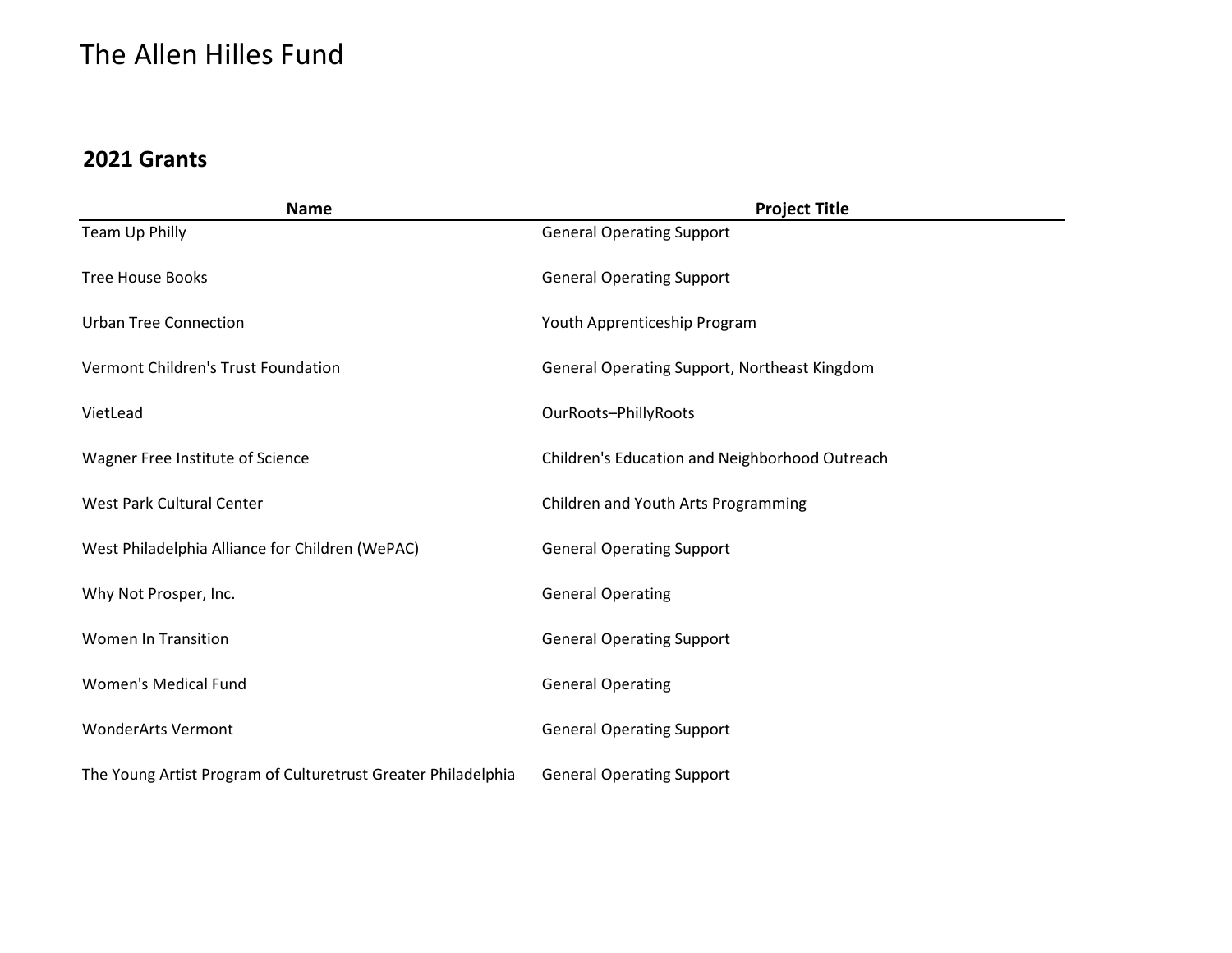# The Allen Hilles Fund

## 2021 Grants

| Name | Project Title |
|---|---|
| Team Up Philly | General Operating Support |
| Tree House Books | General Operating Support |
| Urban Tree Connection | Youth Apprenticeship Program |
| Vermont Children's Trust Foundation | General Operating Support, Northeast Kingdom |
| VietLead | OurRoots–PhillyRoots |
| Wagner Free Institute of Science | Children's Education and Neighborhood Outreach |
| West Park Cultural Center | Children and Youth Arts Programming |
| West Philadelphia Alliance for Children (WePAC) | General Operating Support |
| Why Not Prosper, Inc. | General Operating |
| Women In Transition | General Operating Support |
| Women's Medical Fund | General Operating |
| WonderArts Vermont | General Operating Support |
| The Young Artist Program of Culturetrust Greater Philadelphia | General Operating Support |